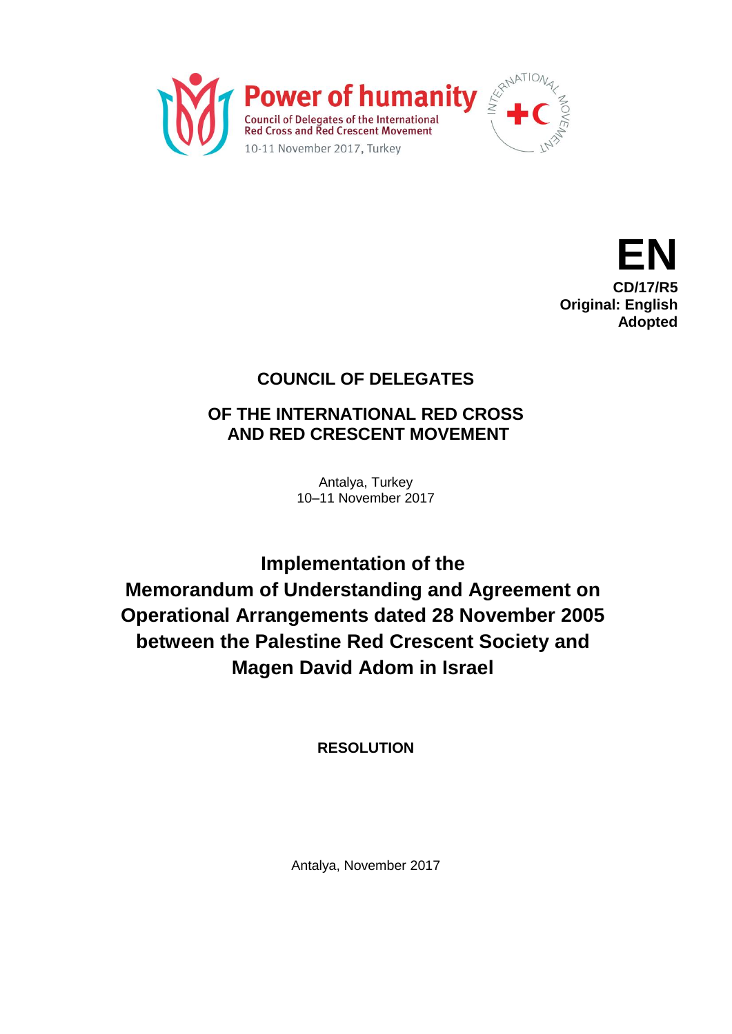Power of humanity

Council of Delegates of the International Red Cross and Red Crescent Movement

10-11 November 2017, Turkey

**EN**
**CD/17/R5**
**Original: English**
**Adopted**

# COUNCIL OF DELEGATES

## OF THE INTERNATIONAL RED CROSS AND RED CRESCENT MOVEMENT

Antalya, Turkey
10–11 November 2017

# Implementation of the Memorandum of Understanding and Agreement on Operational Arrangements dated 28 November 2005 between the Palestine Red Crescent Society and Magen David Adom in Israel

**RESOLUTION**

Antalya, November 2017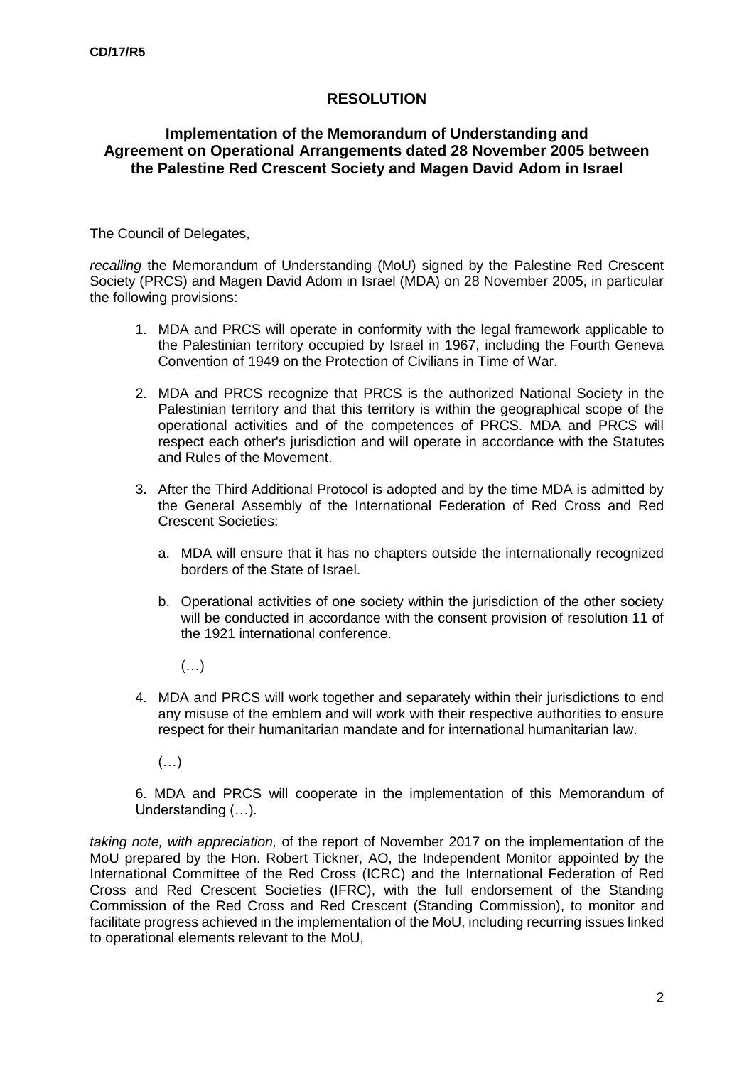CD/17/R5

# RESOLUTION

## Implementation of the Memorandum of Understanding and Agreement on Operational Arrangements dated 28 November 2005 between the Palestine Red Crescent Society and Magen David Adom in Israel

The Council of Delegates,

*recalling* the Memorandum of Understanding (MoU) signed by the Palestine Red Crescent Society (PRCS) and Magen David Adom in Israel (MDA) on 28 November 2005, in particular the following provisions:

1. MDA and PRCS will operate in conformity with the legal framework applicable to the Palestinian territory occupied by Israel in 1967, including the Fourth Geneva Convention of 1949 on the Protection of Civilians in Time of War.

2. MDA and PRCS recognize that PRCS is the authorized National Society in the Palestinian territory and that this territory is within the geographical scope of the operational activities and of the competences of PRCS. MDA and PRCS will respect each other's jurisdiction and will operate in accordance with the Statutes and Rules of the Movement.

3. After the Third Additional Protocol is adopted and by the time MDA is admitted by the General Assembly of the International Federation of Red Cross and Red Crescent Societies:

   a. MDA will ensure that it has no chapters outside the internationally recognized borders of the State of Israel.

   b. Operational activities of one society within the jurisdiction of the other society will be conducted in accordance with the consent provision of resolution 11 of the 1921 international conference.

   (…)

4. MDA and PRCS will work together and separately within their jurisdictions to end any misuse of the emblem and will work with their respective authorities to ensure respect for their humanitarian mandate and for international humanitarian law.

   (…)

6. MDA and PRCS will cooperate in the implementation of this Memorandum of Understanding (…).

*taking note, with appreciation,* of the report of November 2017 on the implementation of the MoU prepared by the Hon. Robert Tickner, AO, the Independent Monitor appointed by the International Committee of the Red Cross (ICRC) and the International Federation of Red Cross and Red Crescent Societies (IFRC), with the full endorsement of the Standing Commission of the Red Cross and Red Crescent (Standing Commission), to monitor and facilitate progress achieved in the implementation of the MoU, including recurring issues linked to operational elements relevant to the MoU,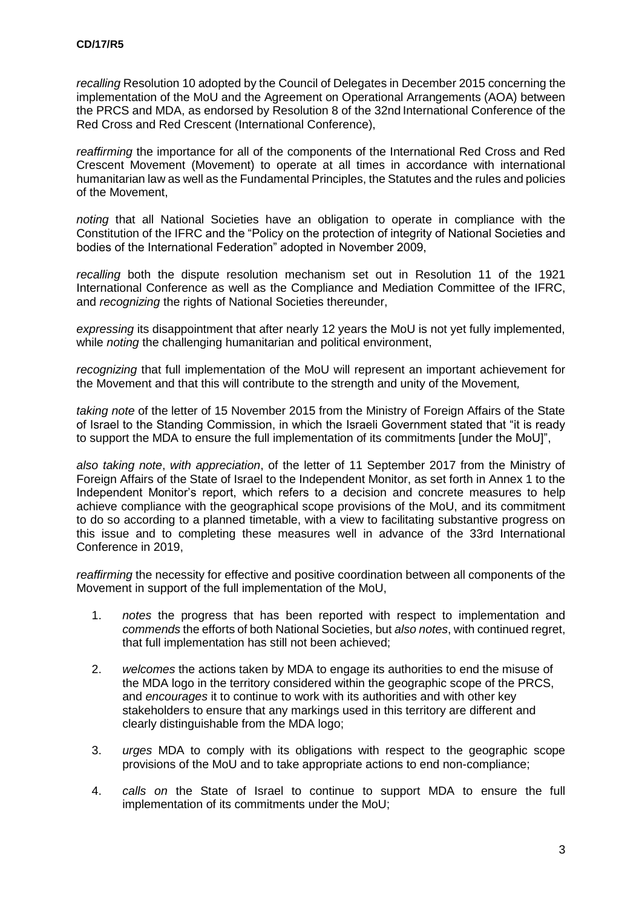*recalling* Resolution 10 adopted by the Council of Delegates in December 2015 concerning the implementation of the MoU and the Agreement on Operational Arrangements (AOA) between the PRCS and MDA, as endorsed by Resolution 8 of the 32nd International Conference of the Red Cross and Red Crescent (International Conference),

*reaffirming* the importance for all of the components of the International Red Cross and Red Crescent Movement (Movement) to operate at all times in accordance with international humanitarian law as well as the Fundamental Principles, the Statutes and the rules and policies of the Movement,

*noting* that all National Societies have an obligation to operate in compliance with the Constitution of the IFRC and the "Policy on the protection of integrity of National Societies and bodies of the International Federation" adopted in November 2009,

*recalling* both the dispute resolution mechanism set out in Resolution 11 of the 1921 International Conference as well as the Compliance and Mediation Committee of the IFRC, and *recognizing* the rights of National Societies thereunder,

*expressing* its disappointment that after nearly 12 years the MoU is not yet fully implemented, while *noting* the challenging humanitarian and political environment,

*recognizing* that full implementation of the MoU will represent an important achievement for the Movement and that this will contribute to the strength and unity of the Movement*,*

*taking note* of the letter of 15 November 2015 from the Ministry of Foreign Affairs of the State of Israel to the Standing Commission, in which the Israeli Government stated that "it is ready to support the MDA to ensure the full implementation of its commitments [under the MoU]",

*also taking note*, *with appreciation*, of the letter of 11 September 2017 from the Ministry of Foreign Affairs of the State of Israel to the Independent Monitor, as set forth in Annex 1 to the Independent Monitor's report, which refers to a decision and concrete measures to help achieve compliance with the geographical scope provisions of the MoU, and its commitment to do so according to a planned timetable, with a view to facilitating substantive progress on this issue and to completing these measures well in advance of the 33rd International Conference in 2019,

*reaffirming* the necessity for effective and positive coordination between all components of the Movement in support of the full implementation of the MoU,

1. *notes* the progress that has been reported with respect to implementation and *commends* the efforts of both National Societies, but *also notes*, with continued regret, that full implementation has still not been achieved;

2. *welcomes* the actions taken by MDA to engage its authorities to end the misuse of the MDA logo in the territory considered within the geographic scope of the PRCS, and *encourages* it to continue to work with its authorities and with other key stakeholders to ensure that any markings used in this territory are different and clearly distinguishable from the MDA logo;

3. *urges* MDA to comply with its obligations with respect to the geographic scope provisions of the MoU and to take appropriate actions to end non-compliance;

4. *calls on* the State of Israel to continue to support MDA to ensure the full implementation of its commitments under the MoU;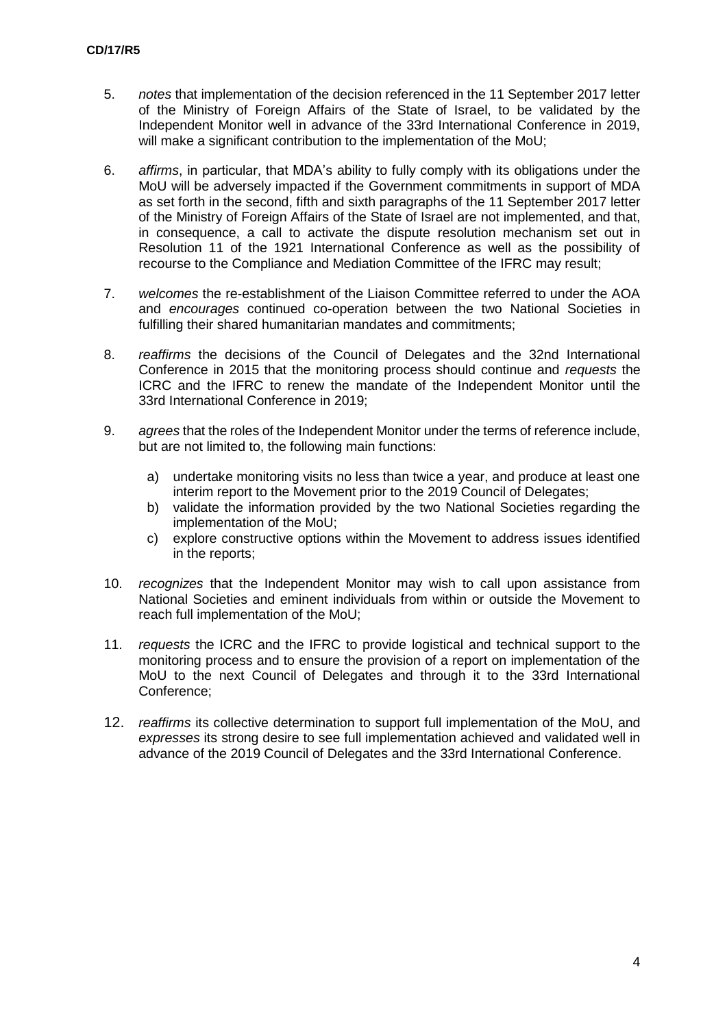5. *notes* that implementation of the decision referenced in the 11 September 2017 letter of the Ministry of Foreign Affairs of the State of Israel, to be validated by the Independent Monitor well in advance of the 33rd International Conference in 2019, will make a significant contribution to the implementation of the MoU;

6. *affirms*, in particular, that MDA's ability to fully comply with its obligations under the MoU will be adversely impacted if the Government commitments in support of MDA as set forth in the second, fifth and sixth paragraphs of the 11 September 2017 letter of the Ministry of Foreign Affairs of the State of Israel are not implemented, and that, in consequence, a call to activate the dispute resolution mechanism set out in Resolution 11 of the 1921 International Conference as well as the possibility of recourse to the Compliance and Mediation Committee of the IFRC may result;

7. *welcomes* the re-establishment of the Liaison Committee referred to under the AOA and *encourages* continued co-operation between the two National Societies in fulfilling their shared humanitarian mandates and commitments;

8. *reaffirms* the decisions of the Council of Delegates and the 32nd International Conference in 2015 that the monitoring process should continue and *requests* the ICRC and the IFRC to renew the mandate of the Independent Monitor until the 33rd International Conference in 2019;

9. *agrees* that the roles of the Independent Monitor under the terms of reference include, but are not limited to, the following main functions:

   a) undertake monitoring visits no less than twice a year, and produce at least one interim report to the Movement prior to the 2019 Council of Delegates;
   b) validate the information provided by the two National Societies regarding the implementation of the MoU;
   c) explore constructive options within the Movement to address issues identified in the reports;

10. *recognizes* that the Independent Monitor may wish to call upon assistance from National Societies and eminent individuals from within or outside the Movement to reach full implementation of the MoU;

11. *requests* the ICRC and the IFRC to provide logistical and technical support to the monitoring process and to ensure the provision of a report on implementation of the MoU to the next Council of Delegates and through it to the 33rd International Conference;

12. *reaffirms* its collective determination to support full implementation of the MoU, and *expresses* its strong desire to see full implementation achieved and validated well in advance of the 2019 Council of Delegates and the 33rd International Conference.